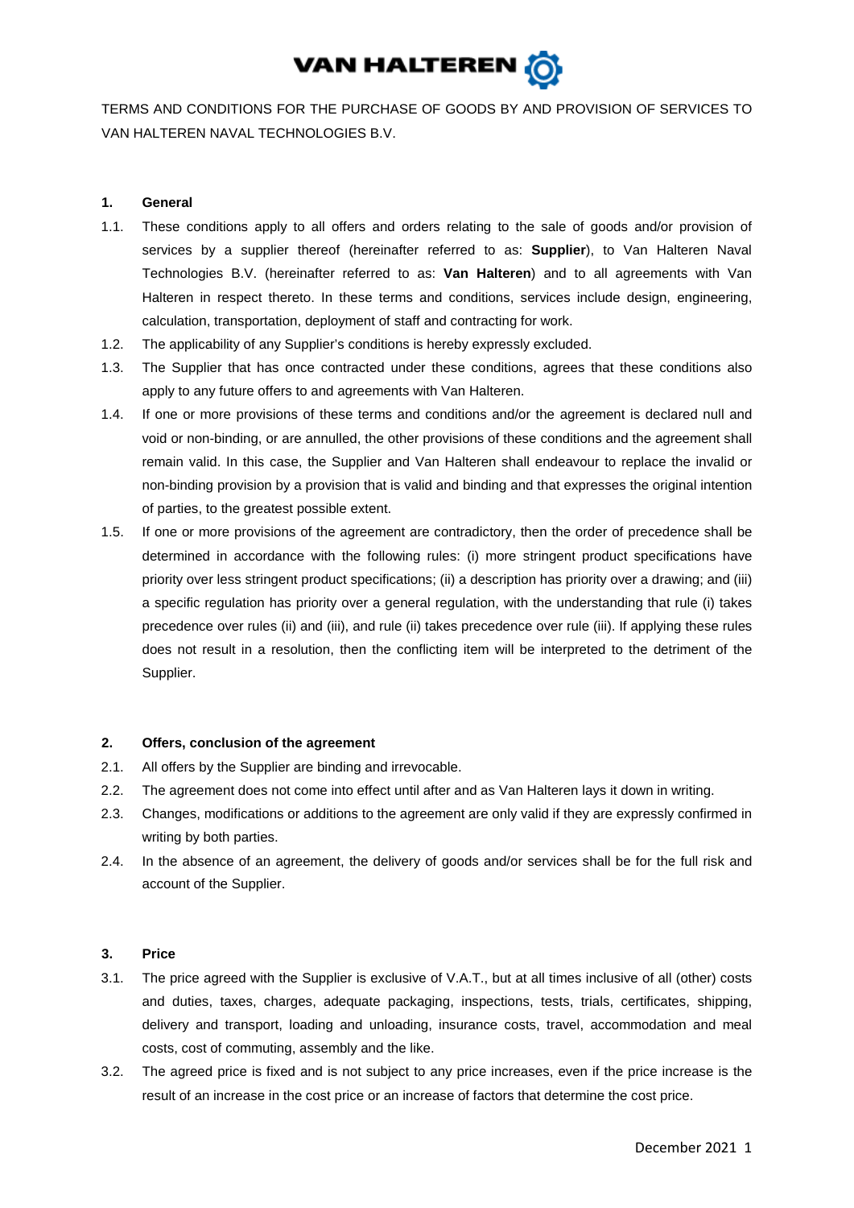VAN HALTEREN

TERMS AND CONDITIONS FOR THE PURCHASE OF GOODS BY AND PROVISION OF SERVICES TO VAN HALTEREN NAVAL TECHNOLOGIES B.V.

## 1. General

1.1. These conditions apply to all offers and orders relating to the sale of goods and/or provision of services by a supplier thereof (hereinafter referred to as: **Supplier**), to Van Halteren Naval Technologies B.V. (hereinafter referred to as: **Van Halteren**) and to all agreements with Van Halteren in respect thereto. In these terms and conditions, services include design, engineering, calculation, transportation, deployment of staff and contracting for work.

1.2. The applicability of any Supplier's conditions is hereby expressly excluded.

1.3. The Supplier that has once contracted under these conditions, agrees that these conditions also apply to any future offers to and agreements with Van Halteren.

1.4. If one or more provisions of these terms and conditions and/or the agreement is declared null and void or non-binding, or are annulled, the other provisions of these conditions and the agreement shall remain valid. In this case, the Supplier and Van Halteren shall endeavour to replace the invalid or non-binding provision by a provision that is valid and binding and that expresses the original intention of parties, to the greatest possible extent.

1.5. If one or more provisions of the agreement are contradictory, then the order of precedence shall be determined in accordance with the following rules: (i) more stringent product specifications have priority over less stringent product specifications; (ii) a description has priority over a drawing; and (iii) a specific regulation has priority over a general regulation, with the understanding that rule (i) takes precedence over rules (ii) and (iii), and rule (ii) takes precedence over rule (iii). If applying these rules does not result in a resolution, then the conflicting item will be interpreted to the detriment of the Supplier.

## 2. Offers, conclusion of the agreement

2.1. All offers by the Supplier are binding and irrevocable.

2.2. The agreement does not come into effect until after and as Van Halteren lays it down in writing.

2.3. Changes, modifications or additions to the agreement are only valid if they are expressly confirmed in writing by both parties.

2.4. In the absence of an agreement, the delivery of goods and/or services shall be for the full risk and account of the Supplier.

## 3. Price

3.1. The price agreed with the Supplier is exclusive of V.A.T., but at all times inclusive of all (other) costs and duties, taxes, charges, adequate packaging, inspections, tests, trials, certificates, shipping, delivery and transport, loading and unloading, insurance costs, travel, accommodation and meal costs, cost of commuting, assembly and the like.

3.2. The agreed price is fixed and is not subject to any price increases, even if the price increase is the result of an increase in the cost price or an increase of factors that determine the cost price.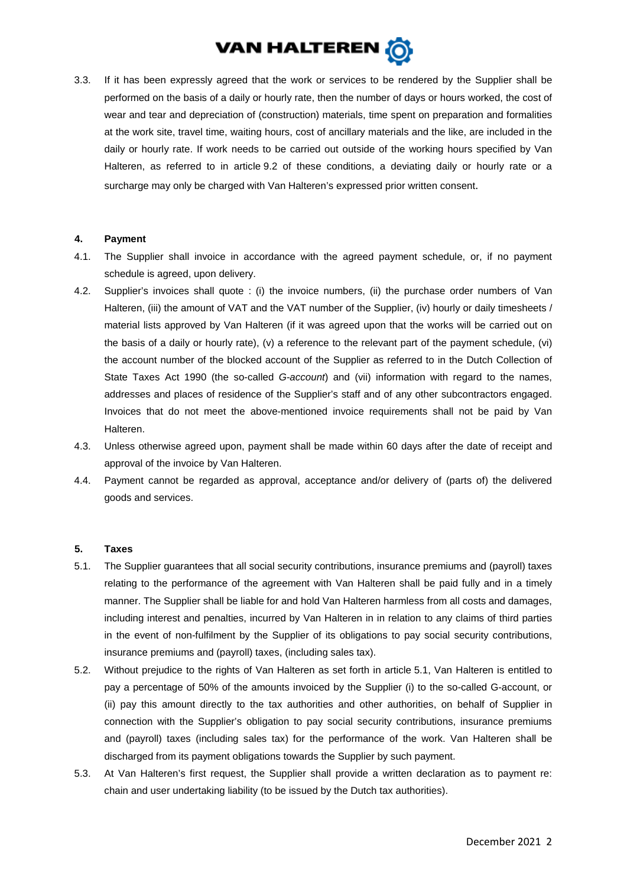3.3. If it has been expressly agreed that the work or services to be rendered by the Supplier shall be performed on the basis of a daily or hourly rate, then the number of days or hours worked, the cost of wear and tear and depreciation of (construction) materials, time spent on preparation and formalities at the work site, travel time, waiting hours, cost of ancillary materials and the like, are included in the daily or hourly rate. If work needs to be carried out outside of the working hours specified by Van Halteren, as referred to in article 9.2 of these conditions, a deviating daily or hourly rate or a surcharge may only be charged with Van Halteren's expressed prior written consent.

**4. Payment**

4.1. The Supplier shall invoice in accordance with the agreed payment schedule, or, if no payment schedule is agreed, upon delivery.

4.2. Supplier's invoices shall quote : (i) the invoice numbers, (ii) the purchase order numbers of Van Halteren, (iii) the amount of VAT and the VAT number of the Supplier, (iv) hourly or daily timesheets / material lists approved by Van Halteren (if it was agreed upon that the works will be carried out on the basis of a daily or hourly rate), (v) a reference to the relevant part of the payment schedule, (vi) the account number of the blocked account of the Supplier as referred to in the Dutch Collection of State Taxes Act 1990 (the so-called *G-account*) and (vii) information with regard to the names, addresses and places of residence of the Supplier's staff and of any other subcontractors engaged. Invoices that do not meet the above-mentioned invoice requirements shall not be paid by Van Halteren.

4.3. Unless otherwise agreed upon, payment shall be made within 60 days after the date of receipt and approval of the invoice by Van Halteren.

4.4. Payment cannot be regarded as approval, acceptance and/or delivery of (parts of) the delivered goods and services.

**5. Taxes**

5.1. The Supplier guarantees that all social security contributions, insurance premiums and (payroll) taxes relating to the performance of the agreement with Van Halteren shall be paid fully and in a timely manner. The Supplier shall be liable for and hold Van Halteren harmless from all costs and damages, including interest and penalties, incurred by Van Halteren in in relation to any claims of third parties in the event of non-fulfilment by the Supplier of its obligations to pay social security contributions, insurance premiums and (payroll) taxes, (including sales tax).

5.2. Without prejudice to the rights of Van Halteren as set forth in article 5.1, Van Halteren is entitled to pay a percentage of 50% of the amounts invoiced by the Supplier (i) to the so-called G-account, or (ii) pay this amount directly to the tax authorities and other authorities, on behalf of Supplier in connection with the Supplier's obligation to pay social security contributions, insurance premiums and (payroll) taxes (including sales tax) for the performance of the work. Van Halteren shall be discharged from its payment obligations towards the Supplier by such payment.

5.3. At Van Halteren's first request, the Supplier shall provide a written declaration as to payment re: chain and user undertaking liability (to be issued by the Dutch tax authorities).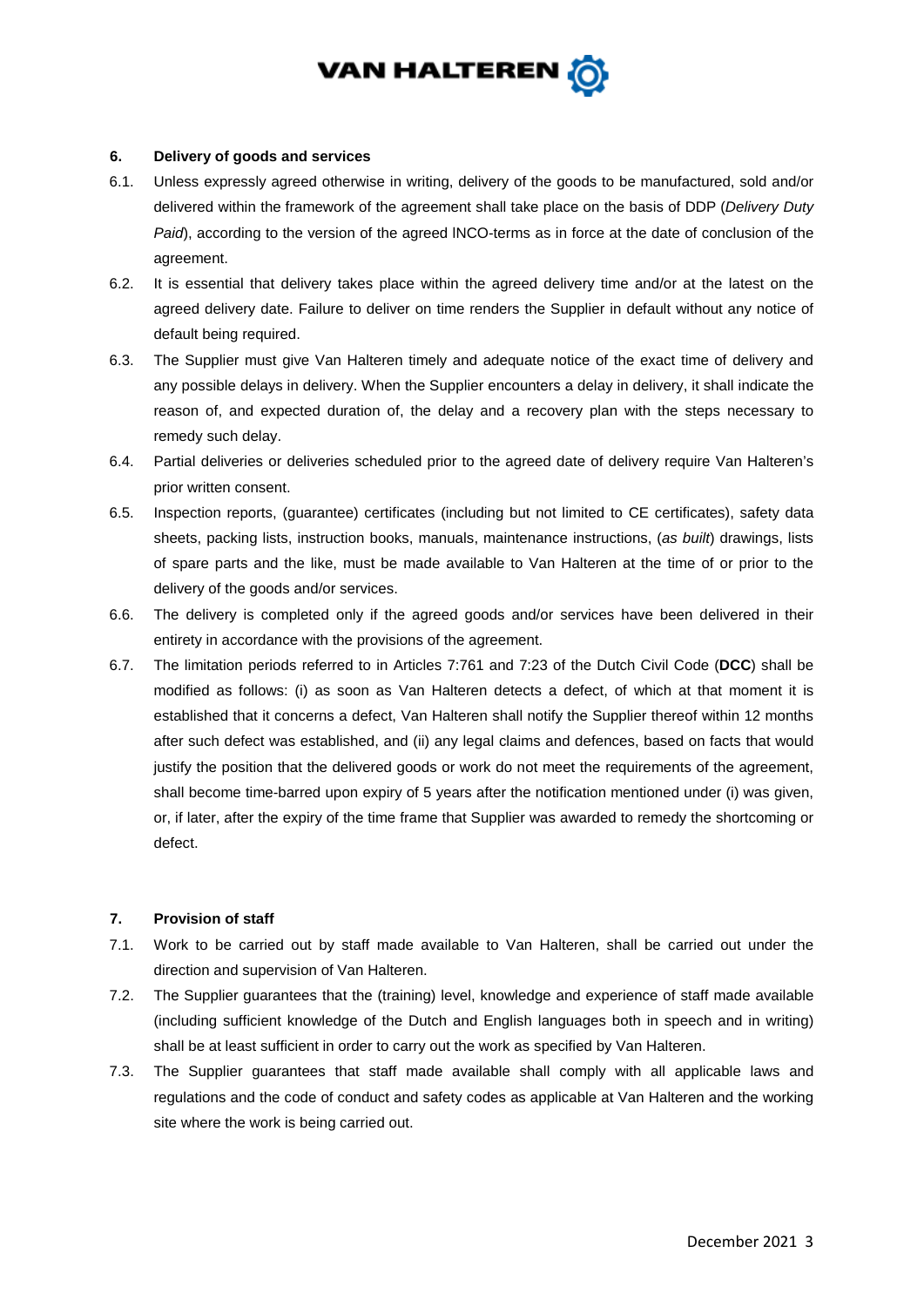## 6. Delivery of goods and services

6.1. Unless expressly agreed otherwise in writing, delivery of the goods to be manufactured, sold and/or delivered within the framework of the agreement shall take place on the basis of DDP (*Delivery Duty Paid*), according to the version of the agreed INCO-terms as in force at the date of conclusion of the agreement.

6.2. It is essential that delivery takes place within the agreed delivery time and/or at the latest on the agreed delivery date. Failure to deliver on time renders the Supplier in default without any notice of default being required.

6.3. The Supplier must give Van Halteren timely and adequate notice of the exact time of delivery and any possible delays in delivery. When the Supplier encounters a delay in delivery, it shall indicate the reason of, and expected duration of, the delay and a recovery plan with the steps necessary to remedy such delay.

6.4. Partial deliveries or deliveries scheduled prior to the agreed date of delivery require Van Halteren's prior written consent.

6.5. Inspection reports, (guarantee) certificates (including but not limited to CE certificates), safety data sheets, packing lists, instruction books, manuals, maintenance instructions, (*as built*) drawings, lists of spare parts and the like, must be made available to Van Halteren at the time of or prior to the delivery of the goods and/or services.

6.6. The delivery is completed only if the agreed goods and/or services have been delivered in their entirety in accordance with the provisions of the agreement.

6.7. The limitation periods referred to in Articles 7:761 and 7:23 of the Dutch Civil Code (**DCC**) shall be modified as follows: (i) as soon as Van Halteren detects a defect, of which at that moment it is established that it concerns a defect, Van Halteren shall notify the Supplier thereof within 12 months after such defect was established, and (ii) any legal claims and defences, based on facts that would justify the position that the delivered goods or work do not meet the requirements of the agreement, shall become time-barred upon expiry of 5 years after the notification mentioned under (i) was given, or, if later, after the expiry of the time frame that Supplier was awarded to remedy the shortcoming or defect.

## 7. Provision of staff

7.1. Work to be carried out by staff made available to Van Halteren, shall be carried out under the direction and supervision of Van Halteren.

7.2. The Supplier guarantees that the (training) level, knowledge and experience of staff made available (including sufficient knowledge of the Dutch and English languages both in speech and in writing) shall be at least sufficient in order to carry out the work as specified by Van Halteren.

7.3. The Supplier guarantees that staff made available shall comply with all applicable laws and regulations and the code of conduct and safety codes as applicable at Van Halteren and the working site where the work is being carried out.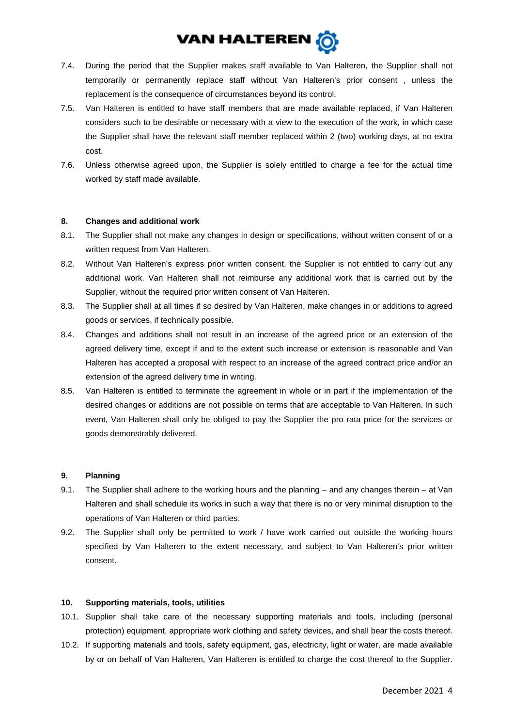7.4. During the period that the Supplier makes staff available to Van Halteren, the Supplier shall not temporarily or permanently replace staff without Van Halteren's prior consent , unless the replacement is the consequence of circumstances beyond its control.

7.5. Van Halteren is entitled to have staff members that are made available replaced, if Van Halteren considers such to be desirable or necessary with a view to the execution of the work, in which case the Supplier shall have the relevant staff member replaced within 2 (two) working days, at no extra cost.

7.6. Unless otherwise agreed upon, the Supplier is solely entitled to charge a fee for the actual time worked by staff made available.

## 8. Changes and additional work

8.1. The Supplier shall not make any changes in design or specifications, without written consent of or a written request from Van Halteren.

8.2. Without Van Halteren's express prior written consent, the Supplier is not entitled to carry out any additional work. Van Halteren shall not reimburse any additional work that is carried out by the Supplier, without the required prior written consent of Van Halteren.

8.3. The Supplier shall at all times if so desired by Van Halteren, make changes in or additions to agreed goods or services, if technically possible.

8.4. Changes and additions shall not result in an increase of the agreed price or an extension of the agreed delivery time, except if and to the extent such increase or extension is reasonable and Van Halteren has accepted a proposal with respect to an increase of the agreed contract price and/or an extension of the agreed delivery time in writing.

8.5. Van Halteren is entitled to terminate the agreement in whole or in part if the implementation of the desired changes or additions are not possible on terms that are acceptable to Van Halteren. In such event, Van Halteren shall only be obliged to pay the Supplier the pro rata price for the services or goods demonstrably delivered.

## 9. Planning

9.1. The Supplier shall adhere to the working hours and the planning – and any changes therein – at Van Halteren and shall schedule its works in such a way that there is no or very minimal disruption to the operations of Van Halteren or third parties.

9.2. The Supplier shall only be permitted to work / have work carried out outside the working hours specified by Van Halteren to the extent necessary, and subject to Van Halteren's prior written consent.

## 10. Supporting materials, tools, utilities

10.1. Supplier shall take care of the necessary supporting materials and tools, including (personal protection) equipment, appropriate work clothing and safety devices, and shall bear the costs thereof.

10.2. If supporting materials and tools, safety equipment, gas, electricity, light or water, are made available by or on behalf of Van Halteren, Van Halteren is entitled to charge the cost thereof to the Supplier.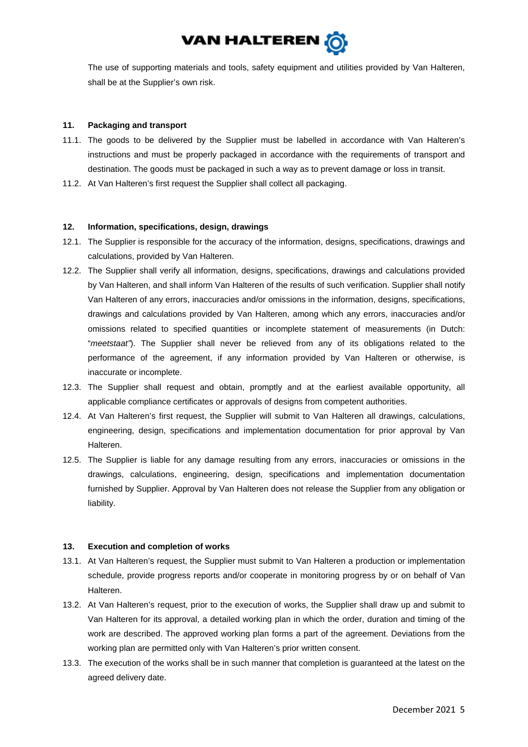The use of supporting materials and tools, safety equipment and utilities provided by Van Halteren, shall be at the Supplier's own risk.

**11. Packaging and transport**

11.1. The goods to be delivered by the Supplier must be labelled in accordance with Van Halteren's instructions and must be properly packaged in accordance with the requirements of transport and destination. The goods must be packaged in such a way as to prevent damage or loss in transit.

11.2. At Van Halteren's first request the Supplier shall collect all packaging.

**12. Information, specifications, design, drawings**

12.1. The Supplier is responsible for the accuracy of the information, designs, specifications, drawings and calculations, provided by Van Halteren.

12.2. The Supplier shall verify all information, designs, specifications, drawings and calculations provided by Van Halteren, and shall inform Van Halteren of the results of such verification. Supplier shall notify Van Halteren of any errors, inaccuracies and/or omissions in the information, designs, specifications, drawings and calculations provided by Van Halteren, among which any errors, inaccuracies and/or omissions related to specified quantities or incomplete statement of measurements (in Dutch: "*meetstaat"*). The Supplier shall never be relieved from any of its obligations related to the performance of the agreement, if any information provided by Van Halteren or otherwise, is inaccurate or incomplete.

12.3. The Supplier shall request and obtain, promptly and at the earliest available opportunity, all applicable compliance certificates or approvals of designs from competent authorities.

12.4. At Van Halteren's first request, the Supplier will submit to Van Halteren all drawings, calculations, engineering, design, specifications and implementation documentation for prior approval by Van Halteren.

12.5. The Supplier is liable for any damage resulting from any errors, inaccuracies or omissions in the drawings, calculations, engineering, design, specifications and implementation documentation furnished by Supplier. Approval by Van Halteren does not release the Supplier from any obligation or liability.

**13. Execution and completion of works**

13.1. At Van Halteren's request, the Supplier must submit to Van Halteren a production or implementation schedule, provide progress reports and/or cooperate in monitoring progress by or on behalf of Van Halteren.

13.2. At Van Halteren's request, prior to the execution of works, the Supplier shall draw up and submit to Van Halteren for its approval, a detailed working plan in which the order, duration and timing of the work are described. The approved working plan forms a part of the agreement. Deviations from the working plan are permitted only with Van Halteren's prior written consent.

13.3. The execution of the works shall be in such manner that completion is guaranteed at the latest on the agreed delivery date.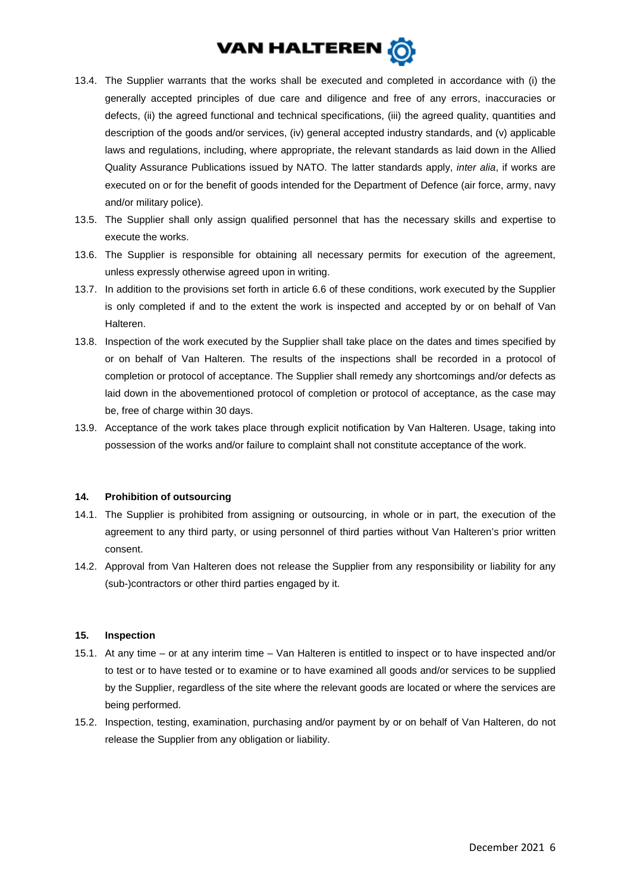13.4. The Supplier warrants that the works shall be executed and completed in accordance with (i) the generally accepted principles of due care and diligence and free of any errors, inaccuracies or defects, (ii) the agreed functional and technical specifications, (iii) the agreed quality, quantities and description of the goods and/or services, (iv) general accepted industry standards, and (v) applicable laws and regulations, including, where appropriate, the relevant standards as laid down in the Allied Quality Assurance Publications issued by NATO. The latter standards apply, *inter alia*, if works are executed on or for the benefit of goods intended for the Department of Defence (air force, army, navy and/or military police).

13.5. The Supplier shall only assign qualified personnel that has the necessary skills and expertise to execute the works.

13.6. The Supplier is responsible for obtaining all necessary permits for execution of the agreement, unless expressly otherwise agreed upon in writing.

13.7. In addition to the provisions set forth in article 6.6 of these conditions, work executed by the Supplier is only completed if and to the extent the work is inspected and accepted by or on behalf of Van Halteren.

13.8. Inspection of the work executed by the Supplier shall take place on the dates and times specified by or on behalf of Van Halteren. The results of the inspections shall be recorded in a protocol of completion or protocol of acceptance. The Supplier shall remedy any shortcomings and/or defects as laid down in the abovementioned protocol of completion or protocol of acceptance, as the case may be, free of charge within 30 days.

13.9. Acceptance of the work takes place through explicit notification by Van Halteren. Usage, taking into possession of the works and/or failure to complaint shall not constitute acceptance of the work.

## 14. Prohibition of outsourcing

14.1. The Supplier is prohibited from assigning or outsourcing, in whole or in part, the execution of the agreement to any third party, or using personnel of third parties without Van Halteren's prior written consent.

14.2. Approval from Van Halteren does not release the Supplier from any responsibility or liability for any (sub-)contractors or other third parties engaged by it.

## 15. Inspection

15.1. At any time – or at any interim time – Van Halteren is entitled to inspect or to have inspected and/or to test or to have tested or to examine or to have examined all goods and/or services to be supplied by the Supplier, regardless of the site where the relevant goods are located or where the services are being performed.

15.2. Inspection, testing, examination, purchasing and/or payment by or on behalf of Van Halteren, do not release the Supplier from any obligation or liability.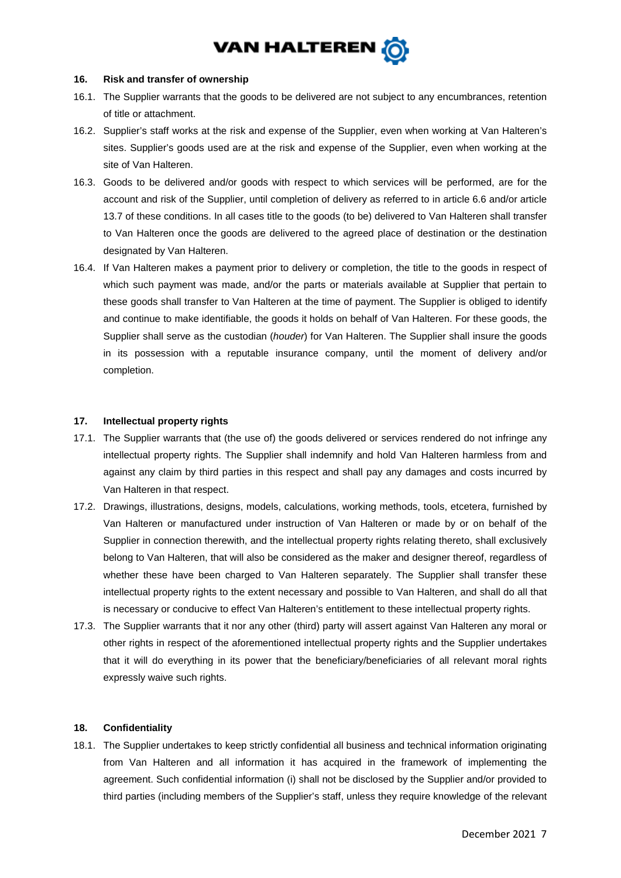## 16. Risk and transfer of ownership

16.1. The Supplier warrants that the goods to be delivered are not subject to any encumbrances, retention of title or attachment.

16.2. Supplier's staff works at the risk and expense of the Supplier, even when working at Van Halteren's sites. Supplier's goods used are at the risk and expense of the Supplier, even when working at the site of Van Halteren.

16.3. Goods to be delivered and/or goods with respect to which services will be performed, are for the account and risk of the Supplier, until completion of delivery as referred to in article 6.6 and/or article 13.7 of these conditions. In all cases title to the goods (to be) delivered to Van Halteren shall transfer to Van Halteren once the goods are delivered to the agreed place of destination or the destination designated by Van Halteren.

16.4. If Van Halteren makes a payment prior to delivery or completion, the title to the goods in respect of which such payment was made, and/or the parts or materials available at Supplier that pertain to these goods shall transfer to Van Halteren at the time of payment. The Supplier is obliged to identify and continue to make identifiable, the goods it holds on behalf of Van Halteren. For these goods, the Supplier shall serve as the custodian (*houder*) for Van Halteren. The Supplier shall insure the goods in its possession with a reputable insurance company, until the moment of delivery and/or completion.

## 17. Intellectual property rights

17.1. The Supplier warrants that (the use of) the goods delivered or services rendered do not infringe any intellectual property rights. The Supplier shall indemnify and hold Van Halteren harmless from and against any claim by third parties in this respect and shall pay any damages and costs incurred by Van Halteren in that respect.

17.2. Drawings, illustrations, designs, models, calculations, working methods, tools, etcetera, furnished by Van Halteren or manufactured under instruction of Van Halteren or made by or on behalf of the Supplier in connection therewith, and the intellectual property rights relating thereto, shall exclusively belong to Van Halteren, that will also be considered as the maker and designer thereof, regardless of whether these have been charged to Van Halteren separately. The Supplier shall transfer these intellectual property rights to the extent necessary and possible to Van Halteren, and shall do all that is necessary or conducive to effect Van Halteren's entitlement to these intellectual property rights.

17.3. The Supplier warrants that it nor any other (third) party will assert against Van Halteren any moral or other rights in respect of the aforementioned intellectual property rights and the Supplier undertakes that it will do everything in its power that the beneficiary/beneficiaries of all relevant moral rights expressly waive such rights.

## 18. Confidentiality

18.1. The Supplier undertakes to keep strictly confidential all business and technical information originating from Van Halteren and all information it has acquired in the framework of implementing the agreement. Such confidential information (i) shall not be disclosed by the Supplier and/or provided to third parties (including members of the Supplier's staff, unless they require knowledge of the relevant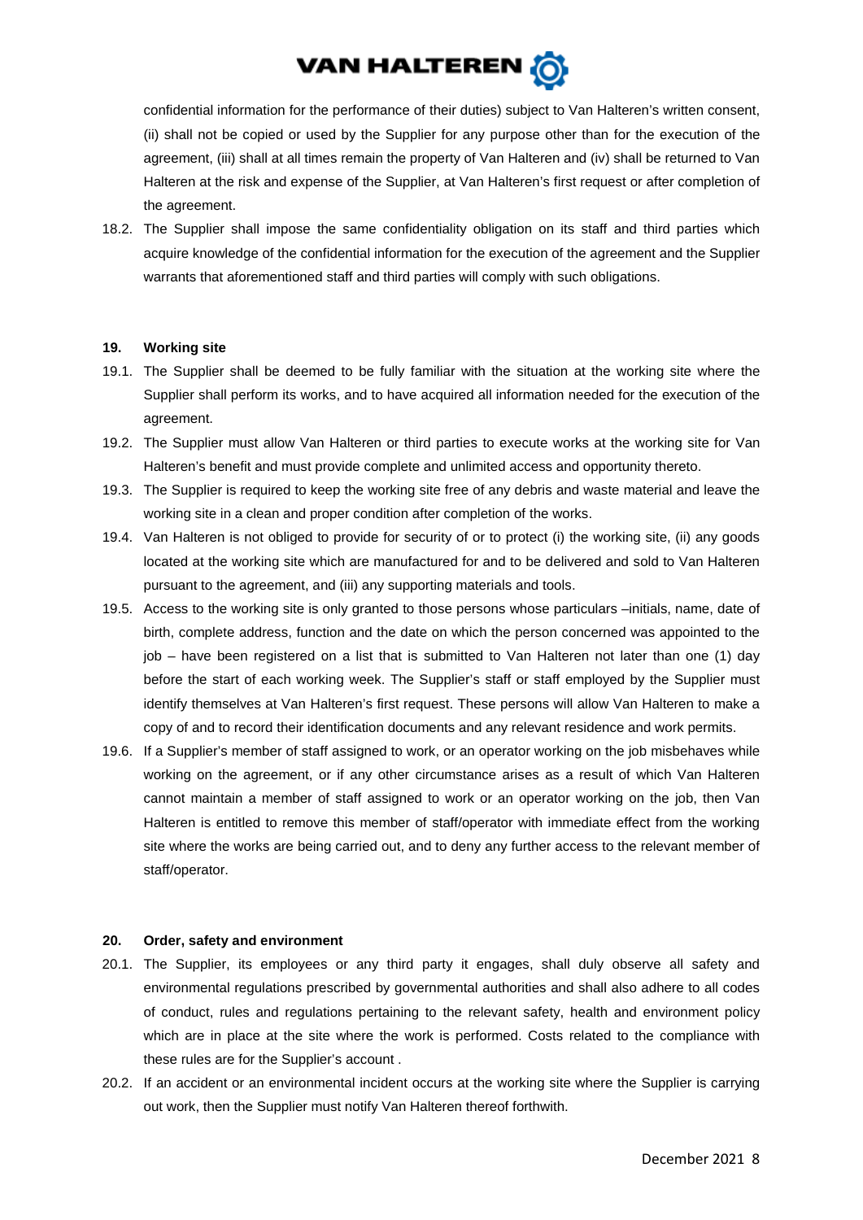confidential information for the performance of their duties) subject to Van Halteren's written consent, (ii) shall not be copied or used by the Supplier for any purpose other than for the execution of the agreement, (iii) shall at all times remain the property of Van Halteren and (iv) shall be returned to Van Halteren at the risk and expense of the Supplier, at Van Halteren's first request or after completion of the agreement.

18.2. The Supplier shall impose the same confidentiality obligation on its staff and third parties which acquire knowledge of the confidential information for the execution of the agreement and the Supplier warrants that aforementioned staff and third parties will comply with such obligations.

## 19. Working site

19.1. The Supplier shall be deemed to be fully familiar with the situation at the working site where the Supplier shall perform its works, and to have acquired all information needed for the execution of the agreement.

19.2. The Supplier must allow Van Halteren or third parties to execute works at the working site for Van Halteren's benefit and must provide complete and unlimited access and opportunity thereto.

19.3. The Supplier is required to keep the working site free of any debris and waste material and leave the working site in a clean and proper condition after completion of the works.

19.4. Van Halteren is not obliged to provide for security of or to protect (i) the working site, (ii) any goods located at the working site which are manufactured for and to be delivered and sold to Van Halteren pursuant to the agreement, and (iii) any supporting materials and tools.

19.5. Access to the working site is only granted to those persons whose particulars –initials, name, date of birth, complete address, function and the date on which the person concerned was appointed to the job – have been registered on a list that is submitted to Van Halteren not later than one (1) day before the start of each working week. The Supplier's staff or staff employed by the Supplier must identify themselves at Van Halteren's first request. These persons will allow Van Halteren to make a copy of and to record their identification documents and any relevant residence and work permits.

19.6. If a Supplier's member of staff assigned to work, or an operator working on the job misbehaves while working on the agreement, or if any other circumstance arises as a result of which Van Halteren cannot maintain a member of staff assigned to work or an operator working on the job, then Van Halteren is entitled to remove this member of staff/operator with immediate effect from the working site where the works are being carried out, and to deny any further access to the relevant member of staff/operator.

## 20. Order, safety and environment

20.1. The Supplier, its employees or any third party it engages, shall duly observe all safety and environmental regulations prescribed by governmental authorities and shall also adhere to all codes of conduct, rules and regulations pertaining to the relevant safety, health and environment policy which are in place at the site where the work is performed. Costs related to the compliance with these rules are for the Supplier's account .

20.2. If an accident or an environmental incident occurs at the working site where the Supplier is carrying out work, then the Supplier must notify Van Halteren thereof forthwith.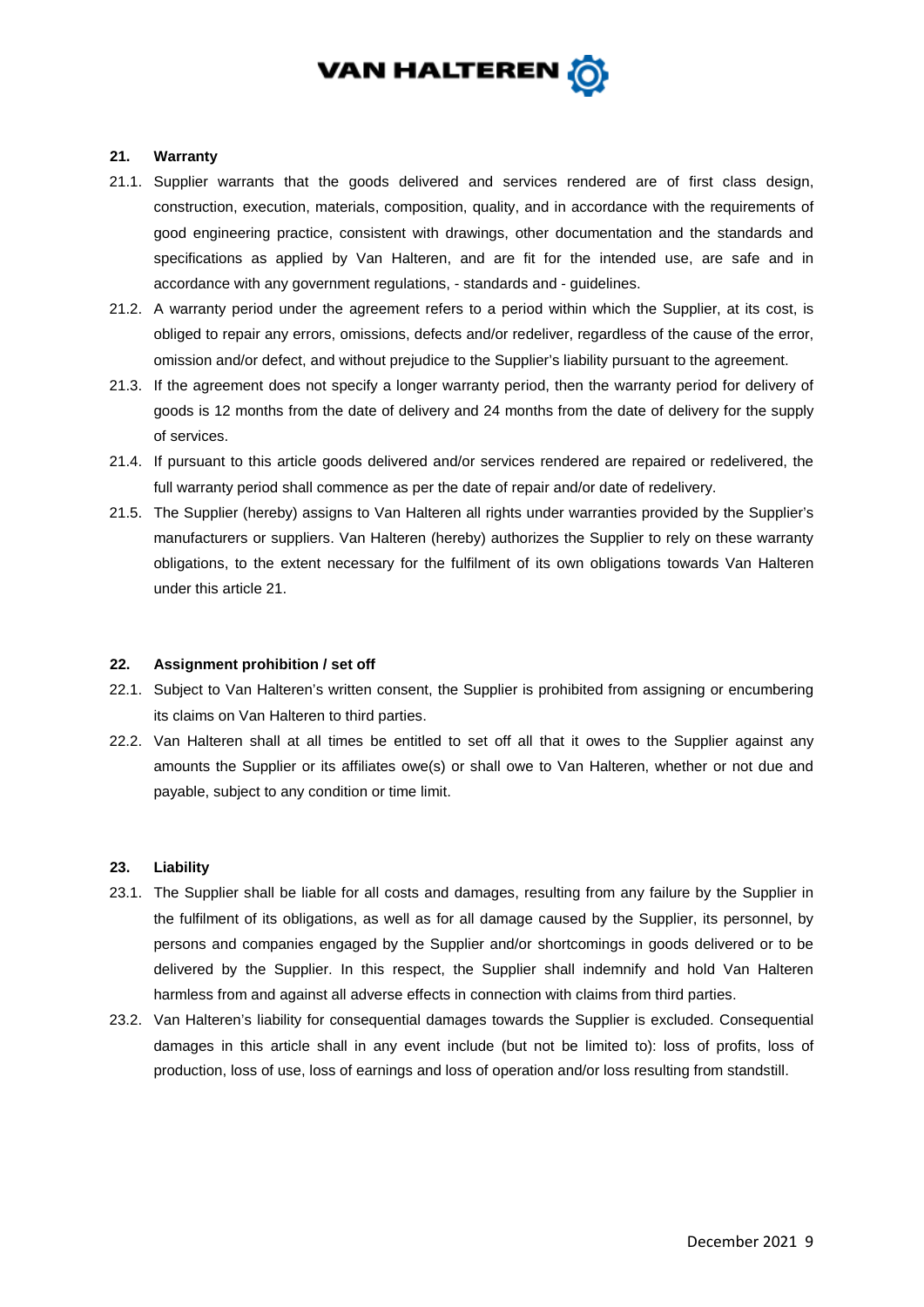## 21. Warranty

21.1. Supplier warrants that the goods delivered and services rendered are of first class design, construction, execution, materials, composition, quality, and in accordance with the requirements of good engineering practice, consistent with drawings, other documentation and the standards and specifications as applied by Van Halteren, and are fit for the intended use, are safe and in accordance with any government regulations, - standards and - guidelines.

21.2. A warranty period under the agreement refers to a period within which the Supplier, at its cost, is obliged to repair any errors, omissions, defects and/or redeliver, regardless of the cause of the error, omission and/or defect, and without prejudice to the Supplier's liability pursuant to the agreement.

21.3. If the agreement does not specify a longer warranty period, then the warranty period for delivery of goods is 12 months from the date of delivery and 24 months from the date of delivery for the supply of services.

21.4. If pursuant to this article goods delivered and/or services rendered are repaired or redelivered, the full warranty period shall commence as per the date of repair and/or date of redelivery.

21.5. The Supplier (hereby) assigns to Van Halteren all rights under warranties provided by the Supplier's manufacturers or suppliers. Van Halteren (hereby) authorizes the Supplier to rely on these warranty obligations, to the extent necessary for the fulfilment of its own obligations towards Van Halteren under this article 21.

## 22. Assignment prohibition / set off

22.1. Subject to Van Halteren's written consent, the Supplier is prohibited from assigning or encumbering its claims on Van Halteren to third parties.

22.2. Van Halteren shall at all times be entitled to set off all that it owes to the Supplier against any amounts the Supplier or its affiliates owe(s) or shall owe to Van Halteren, whether or not due and payable, subject to any condition or time limit.

## 23. Liability

23.1. The Supplier shall be liable for all costs and damages, resulting from any failure by the Supplier in the fulfilment of its obligations, as well as for all damage caused by the Supplier, its personnel, by persons and companies engaged by the Supplier and/or shortcomings in goods delivered or to be delivered by the Supplier. In this respect, the Supplier shall indemnify and hold Van Halteren harmless from and against all adverse effects in connection with claims from third parties.

23.2. Van Halteren's liability for consequential damages towards the Supplier is excluded. Consequential damages in this article shall in any event include (but not be limited to): loss of profits, loss of production, loss of use, loss of earnings and loss of operation and/or loss resulting from standstill.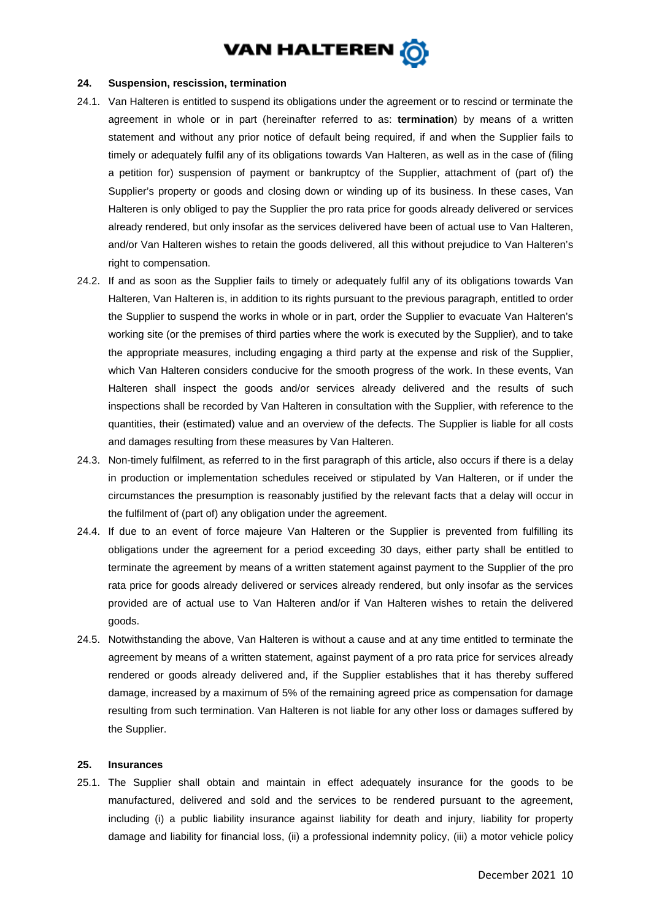## 24. Suspension, rescission, termination

24.1. Van Halteren is entitled to suspend its obligations under the agreement or to rescind or terminate the agreement in whole or in part (hereinafter referred to as: **termination**) by means of a written statement and without any prior notice of default being required, if and when the Supplier fails to timely or adequately fulfil any of its obligations towards Van Halteren, as well as in the case of (filing a petition for) suspension of payment or bankruptcy of the Supplier, attachment of (part of) the Supplier's property or goods and closing down or winding up of its business. In these cases, Van Halteren is only obliged to pay the Supplier the pro rata price for goods already delivered or services already rendered, but only insofar as the services delivered have been of actual use to Van Halteren, and/or Van Halteren wishes to retain the goods delivered, all this without prejudice to Van Halteren's right to compensation.

24.2. If and as soon as the Supplier fails to timely or adequately fulfil any of its obligations towards Van Halteren, Van Halteren is, in addition to its rights pursuant to the previous paragraph, entitled to order the Supplier to suspend the works in whole or in part, order the Supplier to evacuate Van Halteren's working site (or the premises of third parties where the work is executed by the Supplier), and to take the appropriate measures, including engaging a third party at the expense and risk of the Supplier, which Van Halteren considers conducive for the smooth progress of the work. In these events, Van Halteren shall inspect the goods and/or services already delivered and the results of such inspections shall be recorded by Van Halteren in consultation with the Supplier, with reference to the quantities, their (estimated) value and an overview of the defects. The Supplier is liable for all costs and damages resulting from these measures by Van Halteren.

24.3. Non-timely fulfilment, as referred to in the first paragraph of this article, also occurs if there is a delay in production or implementation schedules received or stipulated by Van Halteren, or if under the circumstances the presumption is reasonably justified by the relevant facts that a delay will occur in the fulfilment of (part of) any obligation under the agreement.

24.4. If due to an event of force majeure Van Halteren or the Supplier is prevented from fulfilling its obligations under the agreement for a period exceeding 30 days, either party shall be entitled to terminate the agreement by means of a written statement against payment to the Supplier of the pro rata price for goods already delivered or services already rendered, but only insofar as the services provided are of actual use to Van Halteren and/or if Van Halteren wishes to retain the delivered goods.

24.5. Notwithstanding the above, Van Halteren is without a cause and at any time entitled to terminate the agreement by means of a written statement, against payment of a pro rata price for services already rendered or goods already delivered and, if the Supplier establishes that it has thereby suffered damage, increased by a maximum of 5% of the remaining agreed price as compensation for damage resulting from such termination. Van Halteren is not liable for any other loss or damages suffered by the Supplier.

## 25. Insurances

25.1. The Supplier shall obtain and maintain in effect adequately insurance for the goods to be manufactured, delivered and sold and the services to be rendered pursuant to the agreement, including (i) a public liability insurance against liability for death and injury, liability for property damage and liability for financial loss, (ii) a professional indemnity policy, (iii) a motor vehicle policy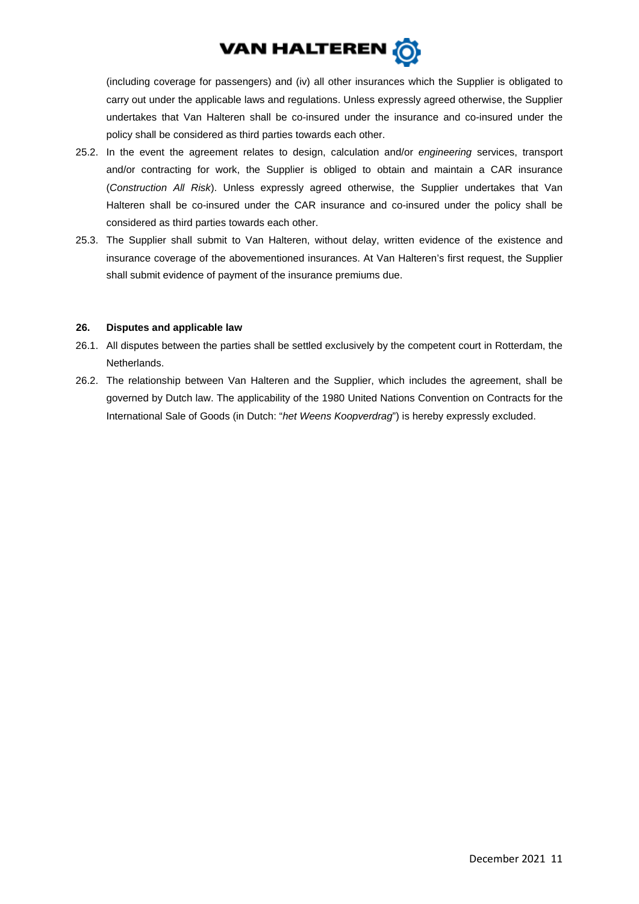(including coverage for passengers) and (iv) all other insurances which the Supplier is obligated to carry out under the applicable laws and regulations. Unless expressly agreed otherwise, the Supplier undertakes that Van Halteren shall be co-insured under the insurance and co-insured under the policy shall be considered as third parties towards each other.

25.2. In the event the agreement relates to design, calculation and/or *engineering* services, transport and/or contracting for work, the Supplier is obliged to obtain and maintain a CAR insurance (*Construction All Risk*). Unless expressly agreed otherwise, the Supplier undertakes that Van Halteren shall be co-insured under the CAR insurance and co-insured under the policy shall be considered as third parties towards each other.

25.3. The Supplier shall submit to Van Halteren, without delay, written evidence of the existence and insurance coverage of the abovementioned insurances. At Van Halteren's first request, the Supplier shall submit evidence of payment of the insurance premiums due.

**26. Disputes and applicable law**

26.1. All disputes between the parties shall be settled exclusively by the competent court in Rotterdam, the Netherlands.

26.2. The relationship between Van Halteren and the Supplier, which includes the agreement, shall be governed by Dutch law. The applicability of the 1980 United Nations Convention on Contracts for the International Sale of Goods (in Dutch: "*het Weens Koopverdrag*") is hereby expressly excluded.